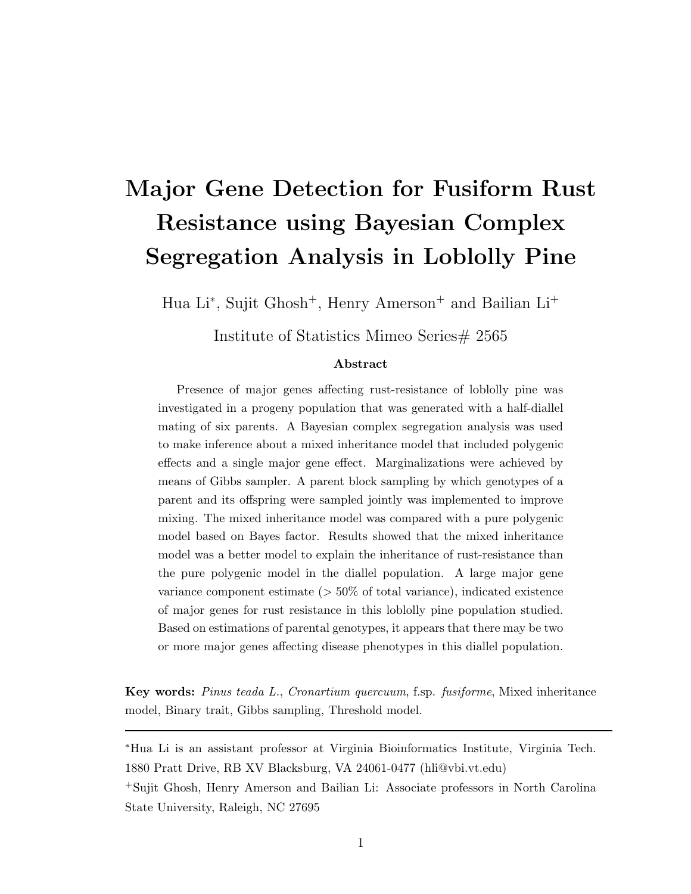# Major Gene Detection for Fusiform Rust Resistance using Bayesian Complex Segregation Analysis in Loblolly Pine

Hua Li[*], Sujit Ghosh[+], Henry Amerson[+] and Bailian Li[+]

Institute of Statistics Mimeo Series# 2565

### Abstract

Presence of major genes affecting rust-resistance of loblolly pine was investigated in a progeny population that was generated with a half-diallel mating of six parents. A Bayesian complex segregation analysis was used to make inference about a mixed inheritance model that included polygenic effects and a single major gene effect. Marginalizations were achieved by means of Gibbs sampler. A parent block sampling by which genotypes of a parent and its offspring were sampled jointly was implemented to improve mixing. The mixed inheritance model was compared with a pure polygenic model based on Bayes factor. Results showed that the mixed inheritance model was a better model to explain the inheritance of rust-resistance than the pure polygenic model in the diallel population. A large major gene variance component estimate (> 50% of total variance), indicated existence of major genes for rust resistance in this loblolly pine population studied. Based on estimations of parental genotypes, it appears that there may be two or more major genes affecting disease phenotypes in this diallel population.

**Key words:** *Pinus teada L.*, *Cronartium quercuum*, f.sp. *fusiforme*, Mixed inheritance model, Binary trait, Gibbs sampling, Threshold model.

---

[*]Hua Li is an assistant professor at Virginia Bioinformatics Institute, Virginia Tech. 1880 Pratt Drive, RB XV Blacksburg, VA 24061-0477 (hli@vbi.vt.edu)

[+]Sujit Ghosh, Henry Amerson and Bailian Li: Associate professors in North Carolina State University, Raleigh, NC 27695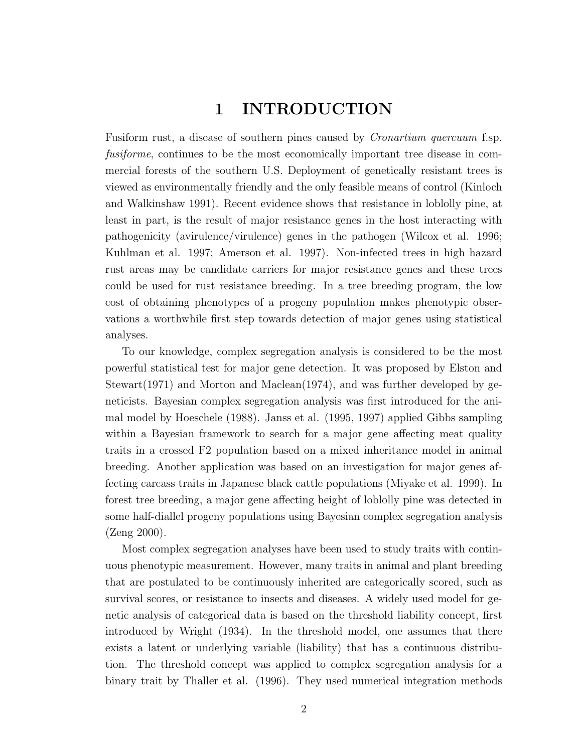# 1 INTRODUCTION

Fusiform rust, a disease of southern pines caused by *Cronartium quercuum* f.sp. *fusiforme*, continues to be the most economically important tree disease in commercial forests of the southern U.S. Deployment of genetically resistant trees is viewed as environmentally friendly and the only feasible means of control (Kinloch and Walkinshaw 1991). Recent evidence shows that resistance in loblolly pine, at least in part, is the result of major resistance genes in the host interacting with pathogenicity (avirulence/virulence) genes in the pathogen (Wilcox et al. 1996; Kuhlman et al. 1997; Amerson et al. 1997). Non-infected trees in high hazard rust areas may be candidate carriers for major resistance genes and these trees could be used for rust resistance breeding. In a tree breeding program, the low cost of obtaining phenotypes of a progeny population makes phenotypic observations a worthwhile first step towards detection of major genes using statistical analyses.

To our knowledge, complex segregation analysis is considered to be the most powerful statistical test for major gene detection. It was proposed by Elston and Stewart(1971) and Morton and Maclean(1974), and was further developed by geneticists. Bayesian complex segregation analysis was first introduced for the animal model by Hoeschele (1988). Janss et al. (1995, 1997) applied Gibbs sampling within a Bayesian framework to search for a major gene affecting meat quality traits in a crossed F2 population based on a mixed inheritance model in animal breeding. Another application was based on an investigation for major genes affecting carcass traits in Japanese black cattle populations (Miyake et al. 1999). In forest tree breeding, a major gene affecting height of loblolly pine was detected in some half-diallel progeny populations using Bayesian complex segregation analysis (Zeng 2000).

Most complex segregation analyses have been used to study traits with continuous phenotypic measurement. However, many traits in animal and plant breeding that are postulated to be continuously inherited are categorically scored, such as survival scores, or resistance to insects and diseases. A widely used model for genetic analysis of categorical data is based on the threshold liability concept, first introduced by Wright (1934). In the threshold model, one assumes that there exists a latent or underlying variable (liability) that has a continuous distribution. The threshold concept was applied to complex segregation analysis for a binary trait by Thaller et al. (1996). They used numerical integration methods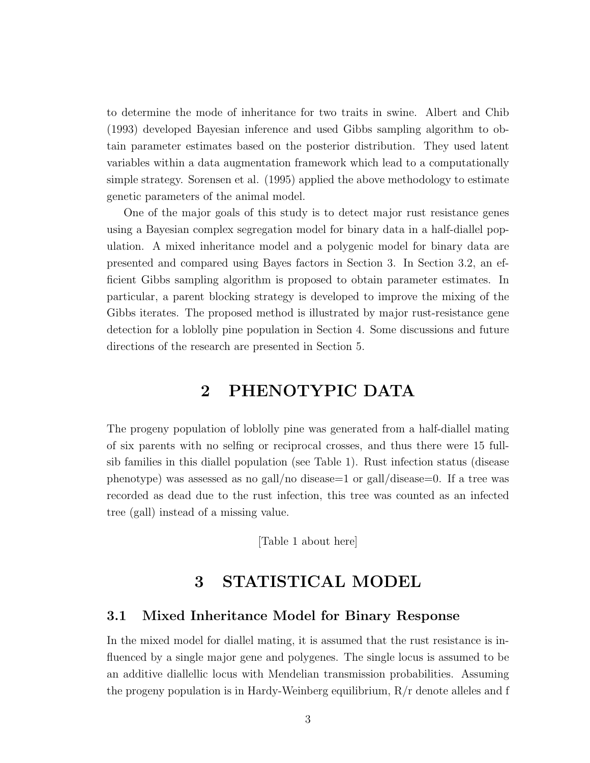to determine the mode of inheritance for two traits in swine. Albert and Chib (1993) developed Bayesian inference and used Gibbs sampling algorithm to obtain parameter estimates based on the posterior distribution. They used latent variables within a data augmentation framework which lead to a computationally simple strategy. Sorensen et al. (1995) applied the above methodology to estimate genetic parameters of the animal model.

One of the major goals of this study is to detect major rust resistance genes using a Bayesian complex segregation model for binary data in a half-diallel population. A mixed inheritance model and a polygenic model for binary data are presented and compared using Bayes factors in Section 3. In Section 3.2, an efficient Gibbs sampling algorithm is proposed to obtain parameter estimates. In particular, a parent blocking strategy is developed to improve the mixing of the Gibbs iterates. The proposed method is illustrated by major rust-resistance gene detection for a loblolly pine population in Section 4. Some discussions and future directions of the research are presented in Section 5.

# 2 PHENOTYPIC DATA

The progeny population of loblolly pine was generated from a half-diallel mating of six parents with no selfing or reciprocal crosses, and thus there were 15 full-sib families in this diallel population (see Table 1). Rust infection status (disease phenotype) was assessed as no gall/no disease=1 or gall/disease=0. If a tree was recorded as dead due to the rust infection, this tree was counted as an infected tree (gall) instead of a missing value.

[Table 1 about here]

# 3 STATISTICAL MODEL

## 3.1 Mixed Inheritance Model for Binary Response

In the mixed model for diallel mating, it is assumed that the rust resistance is influenced by a single major gene and polygenes. The single locus is assumed to be an additive diallelic locus with Mendelian transmission probabilities. Assuming the progeny population is in Hardy-Weinberg equilibrium, R/r denote alleles and f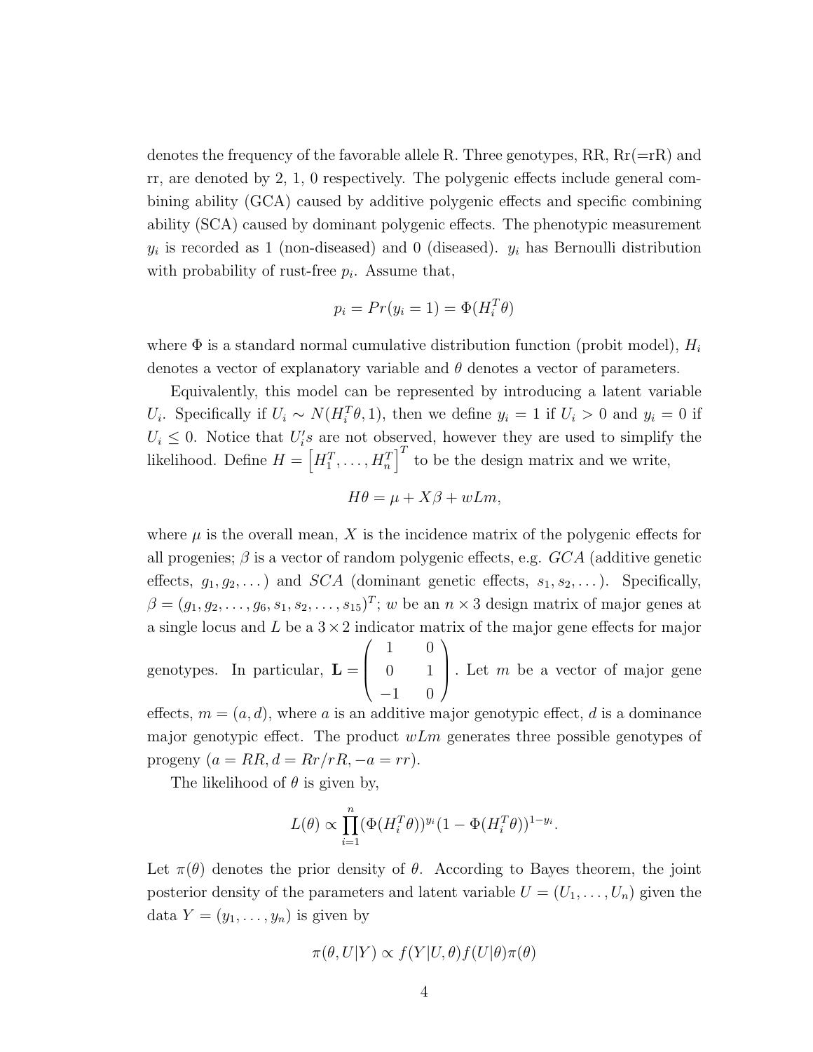denotes the frequency of the favorable allele R. Three genotypes, RR, Rr(=rR) and rr, are denoted by 2, 1, 0 respectively. The polygenic effects include general combining ability (GCA) caused by additive polygenic effects and specific combining ability (SCA) caused by dominant polygenic effects. The phenotypic measurement $y_i$ is recorded as 1 (non-diseased) and 0 (diseased). $y_i$ has Bernoulli distribution with probability of rust-free $p_i$. Assume that,

$$p_i = Pr(y_i = 1) = \Phi(H_i^T \theta)$$

where $\Phi$ is a standard normal cumulative distribution function (probit model), $H_i$ denotes a vector of explanatory variable and $\theta$ denotes a vector of parameters.

Equivalently, this model can be represented by introducing a latent variable $U_i$. Specifically if $U_i \sim N(H_i^T\theta, 1)$, then we define $y_i = 1$ if $U_i > 0$ and $y_i = 0$ if $U_i \leq 0$. Notice that $U_i's$ are not observed, however they are used to simplify the likelihood. Define $H = \left[H_1^T, \ldots, H_n^T\right]^T$ to be the design matrix and we write,

$$H\theta = \mu + X\beta + wLm,$$

where $\mu$ is the overall mean, $X$ is the incidence matrix of the polygenic effects for all progenies; $\beta$ is a vector of random polygenic effects, e.g. $GCA$ (additive genetic effects, $g_1, g_2, \ldots$) and $SCA$ (dominant genetic effects, $s_1, s_2, \ldots$). Specifically, $\beta = (g_1, g_2, \ldots, g_6, s_1, s_2, \ldots, s_{15})^T$; $w$ be an $n \times 3$ design matrix of major genes at a single locus and $L$ be a $3 \times 2$ indicator matrix of the major gene effects for major genotypes. In particular, $\mathbf{L} = \begin{pmatrix} 1 & 0 \\ 0 & 1 \\ -1 & 0 \end{pmatrix}$. Let $m$ be a vector of major gene effects, $m = (a, d)$, where $a$ is an additive major genotypic effect, $d$ is a dominance major genotypic effect. The product $wLm$ generates three possible genotypes of progeny ($a = RR, d = Rr/rR, -a = rr$).

The likelihood of $\theta$ is given by,

$$L(\theta) \propto \prod_{i=1}^{n} (\Phi(H_i^T\theta))^{y_i}(1 - \Phi(H_i^T\theta))^{1-y_i}.$$

Let $\pi(\theta)$ denotes the prior density of $\theta$. According to Bayes theorem, the joint posterior density of the parameters and latent variable $U = (U_1, \ldots, U_n)$ given the data $Y = (y_1, \ldots, y_n)$ is given by

$$\pi(\theta, U|Y) \propto f(Y|U, \theta)f(U|\theta)\pi(\theta)$$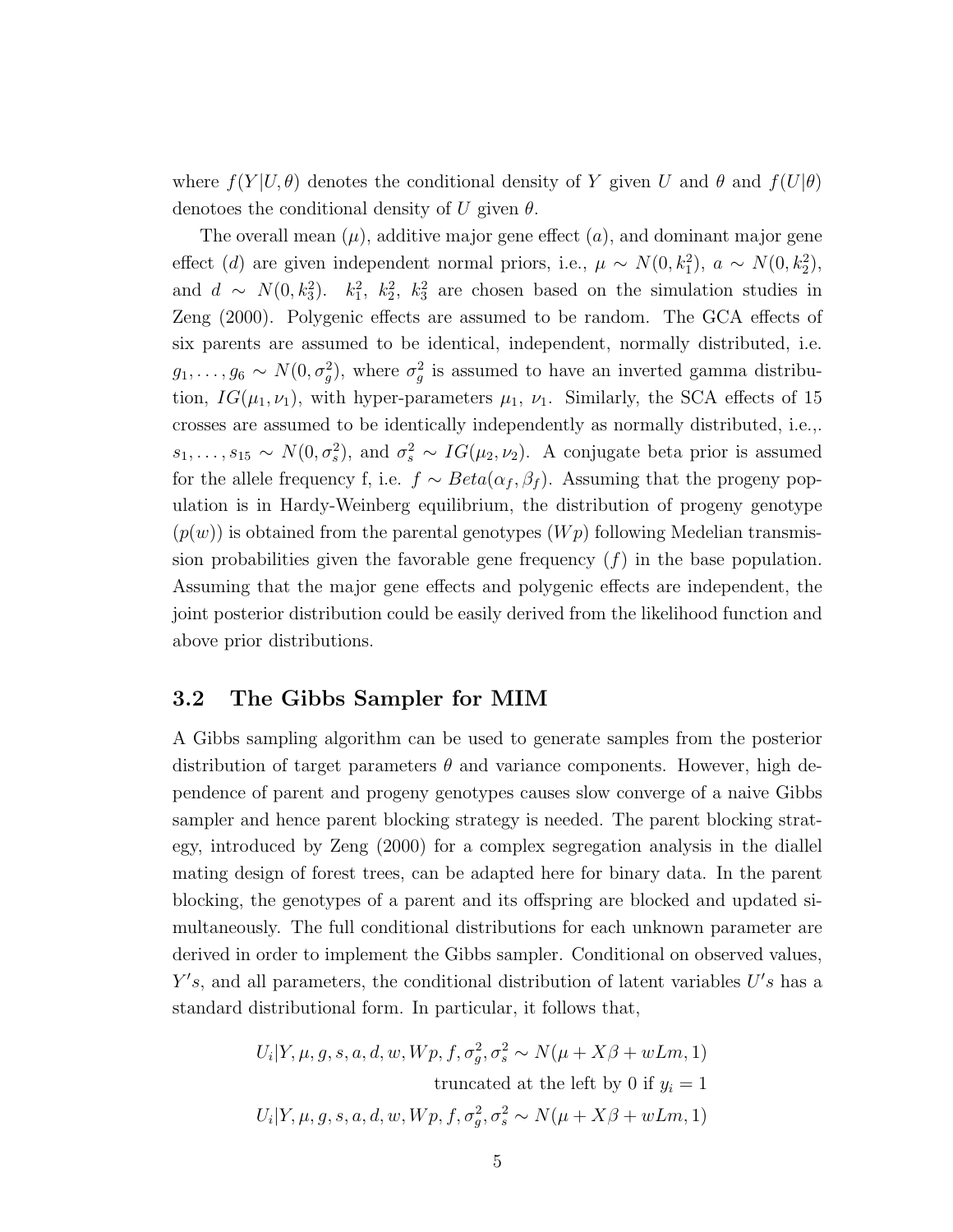where $f(Y|U, \theta)$ denotes the conditional density of $Y$ given $U$ and $\theta$ and $f(U|\theta)$ denotoes the conditional density of $U$ given $\theta$.

The overall mean ($\mu$), additive major gene effect ($a$), and dominant major gene effect ($d$) are given independent normal priors, i.e., $\mu \sim N(0, k_1^2)$, $a \sim N(0, k_2^2)$, and $d \sim N(0, k_3^2)$. $k_1^2$, $k_2^2$, $k_3^2$ are chosen based on the simulation studies in Zeng (2000). Polygenic effects are assumed to be random. The GCA effects of six parents are assumed to be identical, independent, normally distributed, i.e. $g_1, \ldots, g_6 \sim N(0, \sigma_g^2)$, where $\sigma_g^2$ is assumed to have an inverted gamma distribution, $IG(\mu_1, \nu_1)$, with hyper-parameters $\mu_1$, $\nu_1$. Similarly, the SCA effects of 15 crosses are assumed to be identically independently as normally distributed, i.e.,. $s_1, \ldots, s_{15} \sim N(0, \sigma_s^2)$, and $\sigma_s^2 \sim IG(\mu_2, \nu_2)$. A conjugate beta prior is assumed for the allele frequency f, i.e. $f \sim Beta(\alpha_f, \beta_f)$. Assuming that the progeny population is in Hardy-Weinberg equilibrium, the distribution of progeny genotype ($p(w)$) is obtained from the parental genotypes ($Wp$) following Medelian transmission probabilities given the favorable gene frequency ($f$) in the base population. Assuming that the major gene effects and polygenic effects are independent, the joint posterior distribution could be easily derived from the likelihood function and above prior distributions.

## 3.2 The Gibbs Sampler for MIM

A Gibbs sampling algorithm can be used to generate samples from the posterior distribution of target parameters $\theta$ and variance components. However, high dependence of parent and progeny genotypes causes slow converge of a naive Gibbs sampler and hence parent blocking strategy is needed. The parent blocking strategy, introduced by Zeng (2000) for a complex segregation analysis in the diallel mating design of forest trees, can be adapted here for binary data. In the parent blocking, the genotypes of a parent and its offspring are blocked and updated simultaneously. The full conditional distributions for each unknown parameter are derived in order to implement the Gibbs sampler. Conditional on observed values, $Y's$, and all parameters, the conditional distribution of latent variables $U's$ has a standard distributional form. In particular, it follows that,

$$
\begin{aligned}
U_i | Y, \mu, g, s, a, d, w, Wp, f, \sigma_g^2, \sigma_s^2 &\sim N(\mu + X\beta + wLm, 1) \\
&\text{truncated at the left by 0 if } y_i = 1 \\
U_i | Y, \mu, g, s, a, d, w, Wp, f, \sigma_g^2, \sigma_s^2 &\sim N(\mu + X\beta + wLm, 1)
\end{aligned}
$$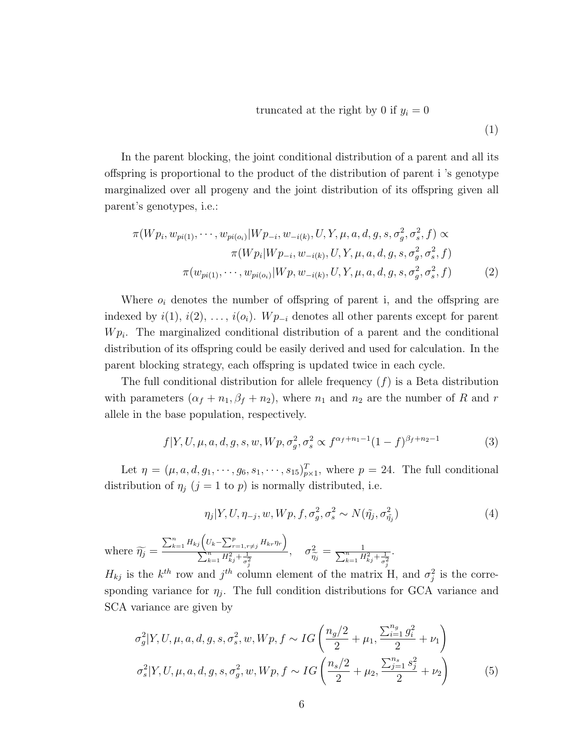$$\text{truncated at the right by 0 if } y_i = 0 \tag{1}$$

In the parent blocking, the joint conditional distribution of a parent and all its offspring is proportional to the product of the distribution of parent i 's genotype marginalized over all progeny and the joint distribution of its offspring given all parent's genotypes, i.e.:

$$\begin{aligned}
\pi(Wp_i, w_{pi(1)}, \cdots, w_{pi(o_i)} | Wp_{-i}, w_{-i(k)}, U, Y, \mu, a, d, g, s, \sigma_g^2, \sigma_s^2, f) \propto \\
\pi(Wp_i | Wp_{-i}, w_{-i(k)}, U, Y, \mu, a, d, g, s, \sigma_g^2, \sigma_s^2, f) \\
\pi(w_{pi(1)}, \cdots, w_{pi(o_i)} | Wp, w_{-i(k)}, U, Y, \mu, a, d, g, s, \sigma_g^2, \sigma_s^2, f)
\end{aligned} \tag{2}$$

Where $o_i$ denotes the number of offspring of parent i, and the offspring are indexed by $i(1)$, $i(2)$, $\ldots$, $i(o_i)$. $Wp_{-i}$ denotes all other parents except for parent $Wp_i$. The marginalized conditional distribution of a parent and the conditional distribution of its offspring could be easily derived and used for calculation. In the parent blocking strategy, each offspring is updated twice in each cycle.

The full conditional distribution for allele frequency ($f$) is a Beta distribution with parameters $(\alpha_f + n_1, \beta_f + n_2)$, where $n_1$ and $n_2$ are the number of $R$ and $r$ allele in the base population, respectively.

$$f | Y, U, \mu, a, d, g, s, w, Wp, \sigma_g^2, \sigma_s^2 \propto f^{\alpha_f + n_1 - 1}(1-f)^{\beta_f + n_2 - 1} \tag{3}$$

Let $\eta = (\mu, a, d, g_1, \cdots, g_6, s_1, \cdots, s_{15})^T_{p \times 1}$, where $p = 24$. The full conditional distribution of $\eta_j$ ($j = 1$ to $p$) is normally distributed, i.e.

$$\eta_j | Y, U, \eta_{-j}, w, Wp, f, \sigma_g^2, \sigma_s^2 \sim N(\tilde{\eta_j}, \sigma^2_{\tilde{\eta_j}}) \tag{4}$$

where $\widetilde{\eta_j} = \frac{\sum_{k=1}^{n} H_{kj}\left(U_k - \sum_{r=1, r \neq j}^{p} H_{kr}\eta_r\right)}{\sum_{k=1}^{n} H_{kj}^2 + \frac{1}{\sigma_j^2}}, \quad \sigma^2_{\widetilde{\eta_j}} = \frac{1}{\sum_{k=1}^{n} H_{kj}^2 + \frac{1}{\sigma_j^2}}$.

$H_{kj}$ is the $k^{th}$ row and $j^{th}$ column element of the matrix H, and $\sigma_j^2$ is the corresponding variance for $\eta_j$. The full condition distributions for GCA variance and SCA variance are given by

$$\begin{aligned}
\sigma_g^2 | Y, U, \mu, a, d, g, s, \sigma_s^2, w, Wp, f \sim IG\left(\frac{n_g/2}{2} + \mu_1, \frac{\sum_{i=1}^{n_g} g_i^2}{2} + \nu_1\right) \\
\sigma_s^2 | Y, U, \mu, a, d, g, s, \sigma_g^2, w, Wp, f \sim IG\left(\frac{n_s/2}{2} + \mu_2, \frac{\sum_{j=1}^{n_s} s_j^2}{2} + \nu_2\right)
\end{aligned} \tag{5}$$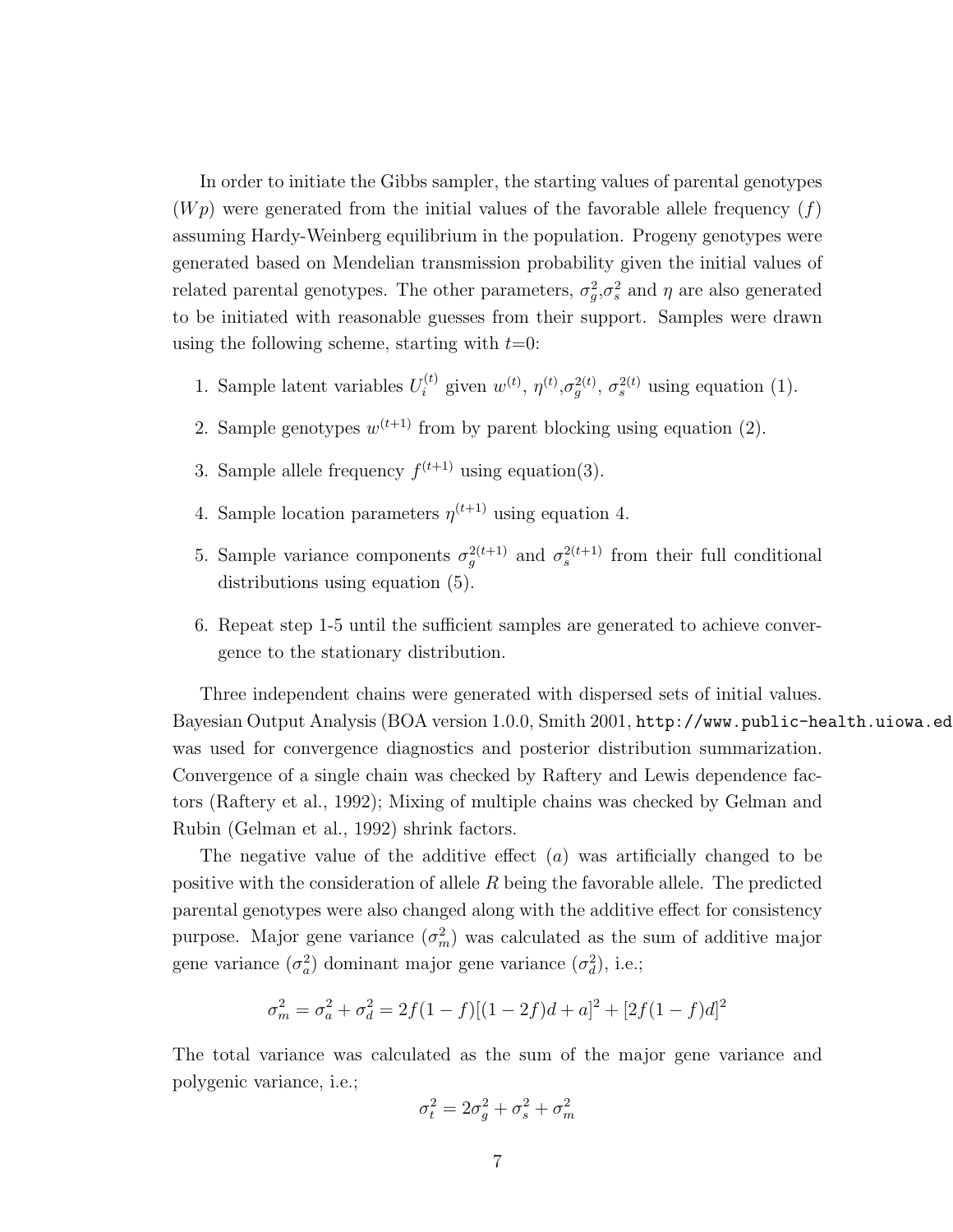In order to initiate the Gibbs sampler, the starting values of parental genotypes ($Wp$) were generated from the initial values of the favorable allele frequency ($f$) assuming Hardy-Weinberg equilibrium in the population. Progeny genotypes were generated based on Mendelian transmission probability given the initial values of related parental genotypes. The other parameters, $\sigma_g^2$,$\sigma_s^2$ and $\eta$ are also generated to be initiated with reasonable guesses from their support. Samples were drawn using the following scheme, starting with $t$=0:

1. Sample latent variables $U_i^{(t)}$ given $w^{(t)}$, $\eta^{(t)}$,$\sigma_g^{2(t)}$, $\sigma_s^{2(t)}$ using equation (1).
2. Sample genotypes $w^{(t+1)}$ from by parent blocking using equation (2).
3. Sample allele frequency $f^{(t+1)}$ using equation(3).
4. Sample location parameters $\eta^{(t+1)}$ using equation 4.
5. Sample variance components $\sigma_g^{2(t+1)}$ and $\sigma_s^{2(t+1)}$ from their full conditional distributions using equation (5).
6. Repeat step 1-5 until the sufficient samples are generated to achieve convergence to the stationary distribution.

Three independent chains were generated with dispersed sets of initial values. Bayesian Output Analysis (BOA version 1.0.0, Smith 2001, `http://www.public-health.uiowa.ed`) was used for convergence diagnostics and posterior distribution summarization. Convergence of a single chain was checked by Raftery and Lewis dependence factors (Raftery et al., 1992); Mixing of multiple chains was checked by Gelman and Rubin (Gelman et al., 1992) shrink factors.

The negative value of the additive effect ($a$) was artificially changed to be positive with the consideration of allele $R$ being the favorable allele. The predicted parental genotypes were also changed along with the additive effect for consistency purpose. Major gene variance ($\sigma_m^2$) was calculated as the sum of additive major gene variance ($\sigma_a^2$) dominant major gene variance ($\sigma_d^2$), i.e.;

$$\sigma_m^2 = \sigma_a^2 + \sigma_d^2 = 2f(1-f)[(1-2f)d + a]^2 + [2f(1-f)d]^2$$

The total variance was calculated as the sum of the major gene variance and polygenic variance, i.e.;

$$\sigma_t^2 = 2\sigma_g^2 + \sigma_s^2 + \sigma_m^2$$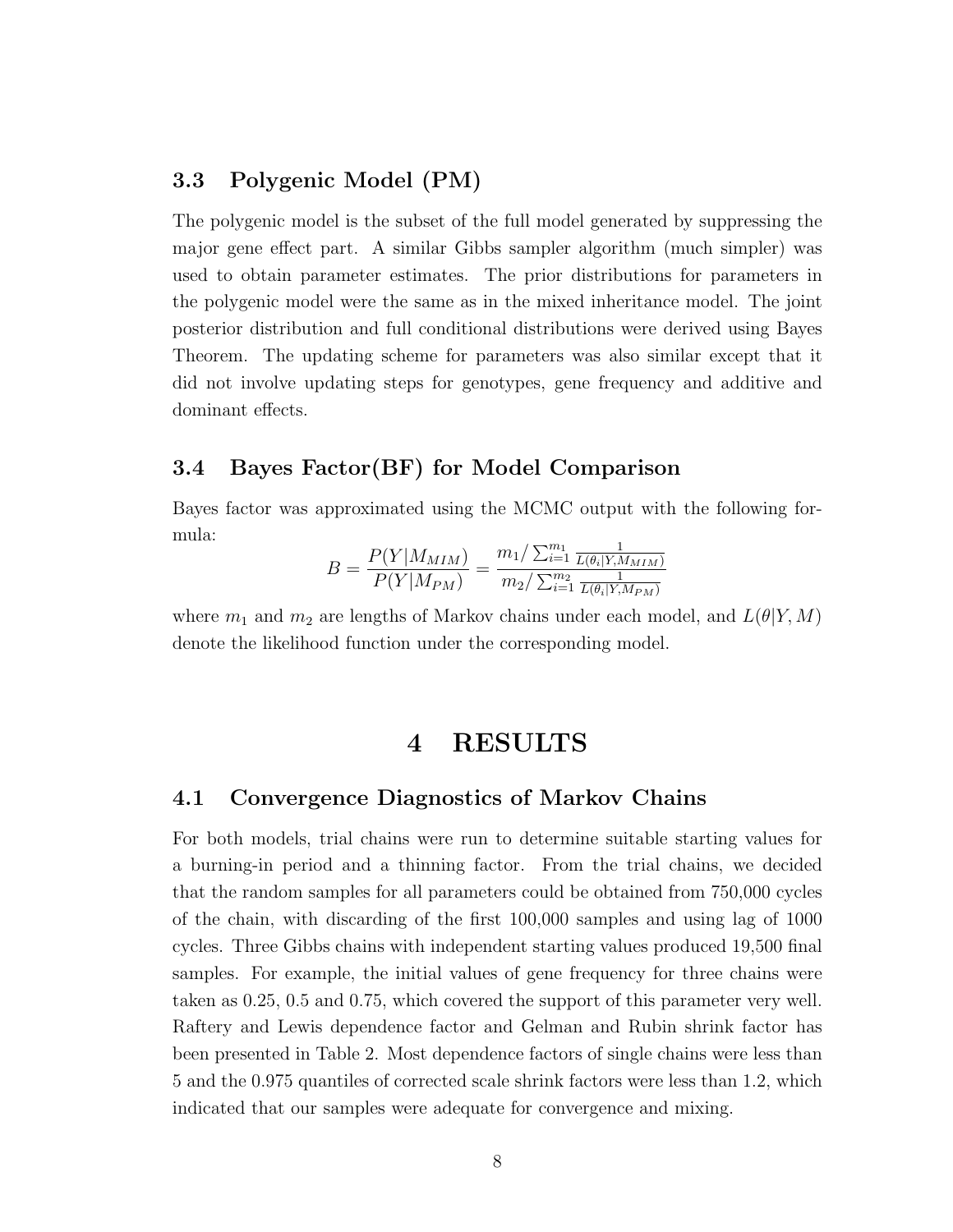### 3.3 Polygenic Model (PM)

The polygenic model is the subset of the full model generated by suppressing the major gene effect part. A similar Gibbs sampler algorithm (much simpler) was used to obtain parameter estimates. The prior distributions for parameters in the polygenic model were the same as in the mixed inheritance model. The joint posterior distribution and full conditional distributions were derived using Bayes Theorem. The updating scheme for parameters was also similar except that it did not involve updating steps for genotypes, gene frequency and additive and dominant effects.

### 3.4 Bayes Factor(BF) for Model Comparison

Bayes factor was approximated using the MCMC output with the following formula:

$$B = \frac{P(Y|M_{MIM})}{P(Y|M_{PM})} = \frac{m_1 / \sum_{i=1}^{m_1} \frac{1}{L(\theta_i|Y,M_{MIM})}}{m_2 / \sum_{i=1}^{m_2} \frac{1}{L(\theta_i|Y,M_{PM})}}$$

where $m_1$ and $m_2$ are lengths of Markov chains under each model, and $L(\theta|Y, M)$ denote the likelihood function under the corresponding model.

## 4 RESULTS

### 4.1 Convergence Diagnostics of Markov Chains

For both models, trial chains were run to determine suitable starting values for a burning-in period and a thinning factor. From the trial chains, we decided that the random samples for all parameters could be obtained from 750,000 cycles of the chain, with discarding of the first 100,000 samples and using lag of 1000 cycles. Three Gibbs chains with independent starting values produced 19,500 final samples. For example, the initial values of gene frequency for three chains were taken as 0.25, 0.5 and 0.75, which covered the support of this parameter very well. Raftery and Lewis dependence factor and Gelman and Rubin shrink factor has been presented in Table 2. Most dependence factors of single chains were less than 5 and the 0.975 quantiles of corrected scale shrink factors were less than 1.2, which indicated that our samples were adequate for convergence and mixing.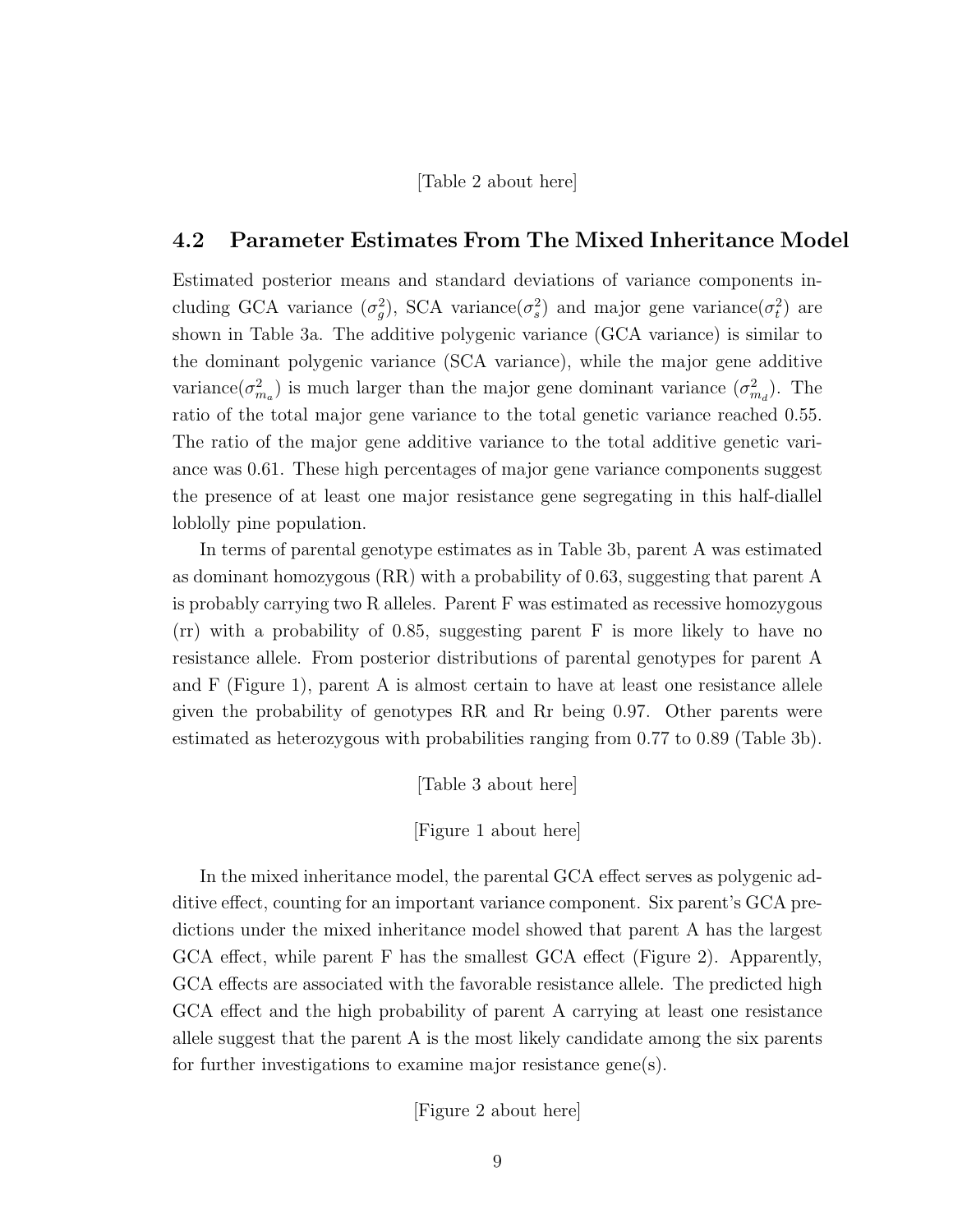[Table 2 about here]

## 4.2 Parameter Estimates From The Mixed Inheritance Model

Estimated posterior means and standard deviations of variance components including GCA variance ($\sigma_g^2$), SCA variance($\sigma_s^2$) and major gene variance($\sigma_t^2$) are shown in Table 3a. The additive polygenic variance (GCA variance) is similar to the dominant polygenic variance (SCA variance), while the major gene additive variance($\sigma_{m_a}^2$) is much larger than the major gene dominant variance ($\sigma_{m_d}^2$). The ratio of the total major gene variance to the total genetic variance reached 0.55. The ratio of the major gene additive variance to the total additive genetic variance was 0.61. These high percentages of major gene variance components suggest the presence of at least one major resistance gene segregating in this half-diallel loblolly pine population.

In terms of parental genotype estimates as in Table 3b, parent A was estimated as dominant homozygous (RR) with a probability of 0.63, suggesting that parent A is probably carrying two R alleles. Parent F was estimated as recessive homozygous (rr) with a probability of 0.85, suggesting parent F is more likely to have no resistance allele. From posterior distributions of parental genotypes for parent A and F (Figure 1), parent A is almost certain to have at least one resistance allele given the probability of genotypes RR and Rr being 0.97. Other parents were estimated as heterozygous with probabilities ranging from 0.77 to 0.89 (Table 3b).

[Table 3 about here]

[Figure 1 about here]

In the mixed inheritance model, the parental GCA effect serves as polygenic additive effect, counting for an important variance component. Six parent's GCA predictions under the mixed inheritance model showed that parent A has the largest GCA effect, while parent F has the smallest GCA effect (Figure 2). Apparently, GCA effects are associated with the favorable resistance allele. The predicted high GCA effect and the high probability of parent A carrying at least one resistance allele suggest that the parent A is the most likely candidate among the six parents for further investigations to examine major resistance gene(s).

[Figure 2 about here]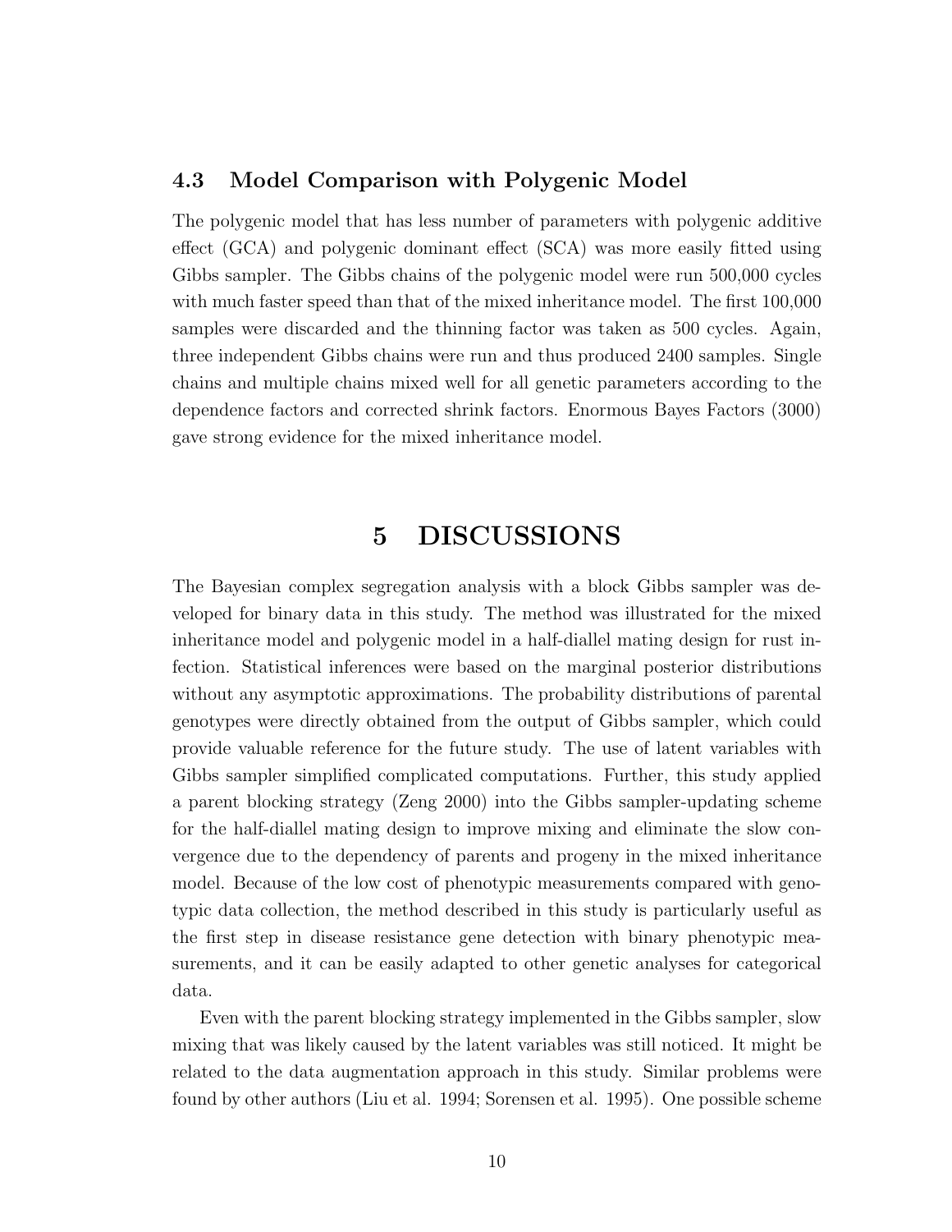### 4.3 Model Comparison with Polygenic Model

The polygenic model that has less number of parameters with polygenic additive effect (GCA) and polygenic dominant effect (SCA) was more easily fitted using Gibbs sampler. The Gibbs chains of the polygenic model were run 500,000 cycles with much faster speed than that of the mixed inheritance model. The first 100,000 samples were discarded and the thinning factor was taken as 500 cycles. Again, three independent Gibbs chains were run and thus produced 2400 samples. Single chains and multiple chains mixed well for all genetic parameters according to the dependence factors and corrected shrink factors. Enormous Bayes Factors (3000) gave strong evidence for the mixed inheritance model.

# 5 DISCUSSIONS

The Bayesian complex segregation analysis with a block Gibbs sampler was developed for binary data in this study. The method was illustrated for the mixed inheritance model and polygenic model in a half-diallel mating design for rust infection. Statistical inferences were based on the marginal posterior distributions without any asymptotic approximations. The probability distributions of parental genotypes were directly obtained from the output of Gibbs sampler, which could provide valuable reference for the future study. The use of latent variables with Gibbs sampler simplified complicated computations. Further, this study applied a parent blocking strategy (Zeng 2000) into the Gibbs sampler-updating scheme for the half-diallel mating design to improve mixing and eliminate the slow convergence due to the dependency of parents and progeny in the mixed inheritance model. Because of the low cost of phenotypic measurements compared with genotypic data collection, the method described in this study is particularly useful as the first step in disease resistance gene detection with binary phenotypic measurements, and it can be easily adapted to other genetic analyses for categorical data.

Even with the parent blocking strategy implemented in the Gibbs sampler, slow mixing that was likely caused by the latent variables was still noticed. It might be related to the data augmentation approach in this study. Similar problems were found by other authors (Liu et al. 1994; Sorensen et al. 1995). One possible scheme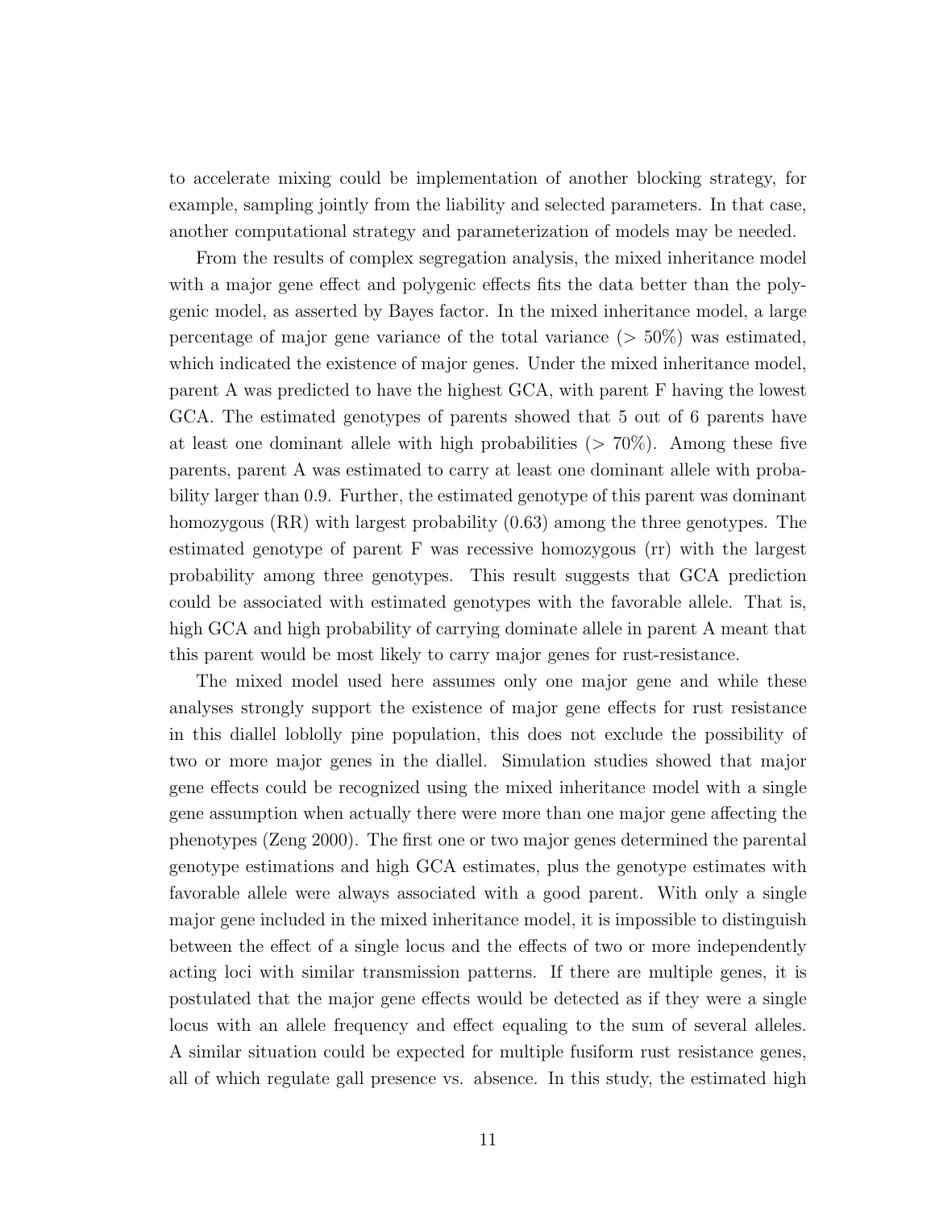to accelerate mixing could be implementation of another blocking strategy, for example, sampling jointly from the liability and selected parameters. In that case, another computational strategy and parameterization of models may be needed.

From the results of complex segregation analysis, the mixed inheritance model with a major gene effect and polygenic effects fits the data better than the polygenic model, as asserted by Bayes factor. In the mixed inheritance model, a large percentage of major gene variance of the total variance ($> 50\%$) was estimated, which indicated the existence of major genes. Under the mixed inheritance model, parent A was predicted to have the highest GCA, with parent F having the lowest GCA. The estimated genotypes of parents showed that 5 out of 6 parents have at least one dominant allele with high probabilities ($> 70\%$). Among these five parents, parent A was estimated to carry at least one dominant allele with probability larger than 0.9. Further, the estimated genotype of this parent was dominant homozygous (RR) with largest probability (0.63) among the three genotypes. The estimated genotype of parent F was recessive homozygous (rr) with the largest probability among three genotypes. This result suggests that GCA prediction could be associated with estimated genotypes with the favorable allele. That is, high GCA and high probability of carrying dominate allele in parent A meant that this parent would be most likely to carry major genes for rust-resistance.

The mixed model used here assumes only one major gene and while these analyses strongly support the existence of major gene effects for rust resistance in this diallel loblolly pine population, this does not exclude the possibility of two or more major genes in the diallel. Simulation studies showed that major gene effects could be recognized using the mixed inheritance model with a single gene assumption when actually there were more than one major gene affecting the phenotypes (Zeng 2000). The first one or two major genes determined the parental genotype estimations and high GCA estimates, plus the genotype estimates with favorable allele were always associated with a good parent. With only a single major gene included in the mixed inheritance model, it is impossible to distinguish between the effect of a single locus and the effects of two or more independently acting loci with similar transmission patterns. If there are multiple genes, it is postulated that the major gene effects would be detected as if they were a single locus with an allele frequency and effect equaling to the sum of several alleles. A similar situation could be expected for multiple fusiform rust resistance genes, all of which regulate gall presence vs. absence. In this study, the estimated high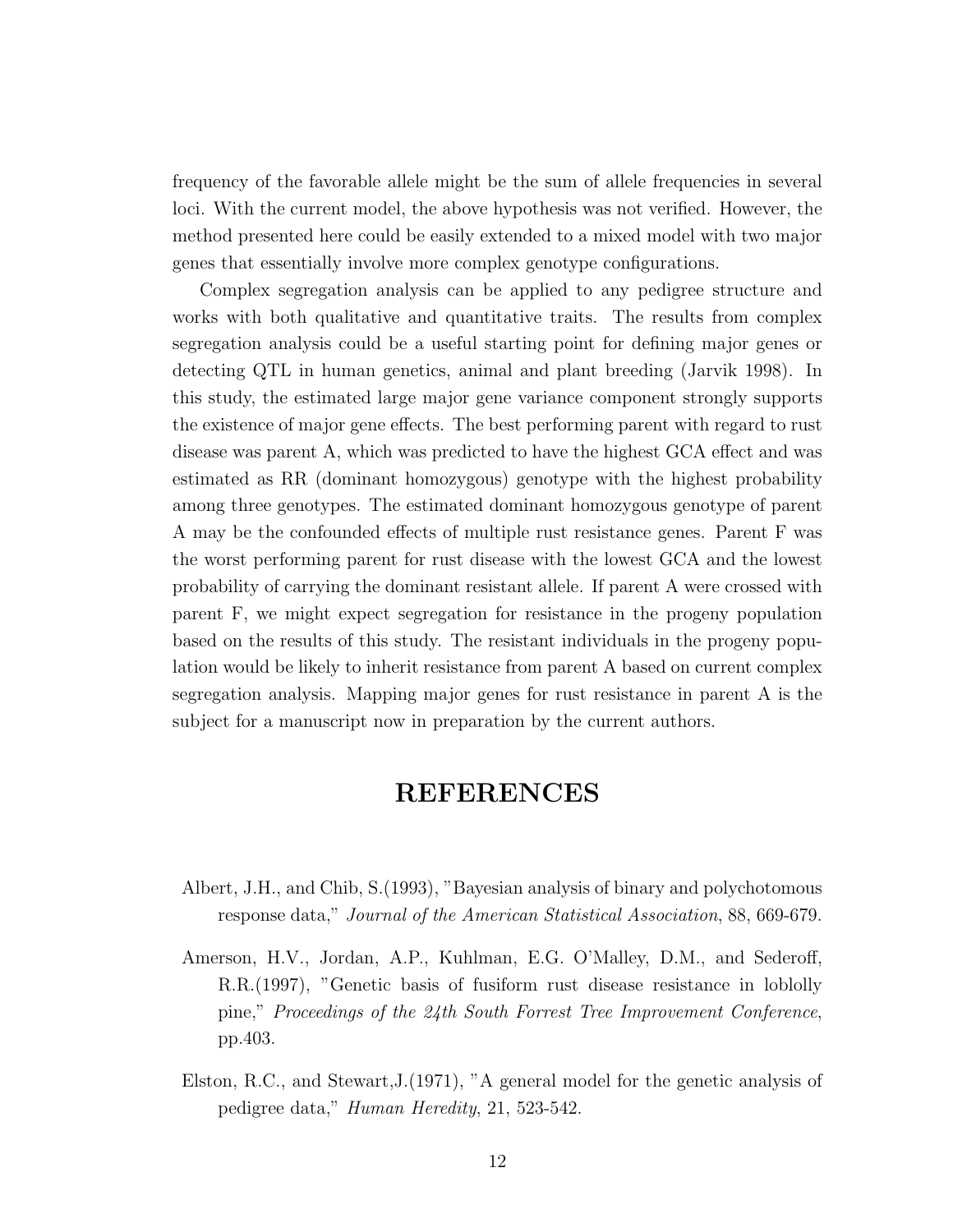frequency of the favorable allele might be the sum of allele frequencies in several loci. With the current model, the above hypothesis was not verified. However, the method presented here could be easily extended to a mixed model with two major genes that essentially involve more complex genotype configurations.

Complex segregation analysis can be applied to any pedigree structure and works with both qualitative and quantitative traits. The results from complex segregation analysis could be a useful starting point for defining major genes or detecting QTL in human genetics, animal and plant breeding (Jarvik 1998). In this study, the estimated large major gene variance component strongly supports the existence of major gene effects. The best performing parent with regard to rust disease was parent A, which was predicted to have the highest GCA effect and was estimated as RR (dominant homozygous) genotype with the highest probability among three genotypes. The estimated dominant homozygous genotype of parent A may be the confounded effects of multiple rust resistance genes. Parent F was the worst performing parent for rust disease with the lowest GCA and the lowest probability of carrying the dominant resistant allele. If parent A were crossed with parent F, we might expect segregation for resistance in the progeny population based on the results of this study. The resistant individuals in the progeny population would be likely to inherit resistance from parent A based on current complex segregation analysis. Mapping major genes for rust resistance in parent A is the subject for a manuscript now in preparation by the current authors.

# REFERENCES

Albert, J.H., and Chib, S.(1993), "Bayesian analysis of binary and polychotomous response data," *Journal of the American Statistical Association*, 88, 669-679.

Amerson, H.V., Jordan, A.P., Kuhlman, E.G. O'Malley, D.M., and Sederoff, R.R.(1997), "Genetic basis of fusiform rust disease resistance in loblolly pine," *Proceedings of the 24th South Forrest Tree Improvement Conference*, pp.403.

Elston, R.C., and Stewart,J.(1971), "A general model for the genetic analysis of pedigree data," *Human Heredity*, 21, 523-542.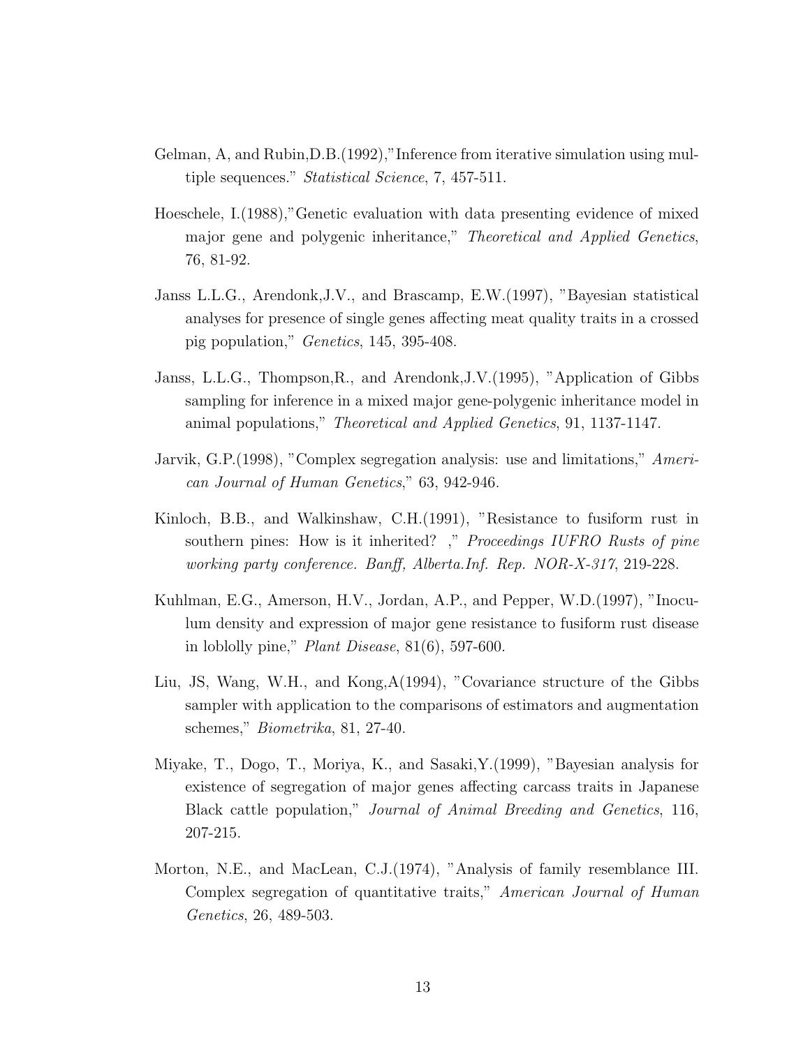Gelman, A, and Rubin,D.B.(1992),"Inference from iterative simulation using multiple sequences." *Statistical Science*, 7, 457-511.

Hoeschele, I.(1988),"Genetic evaluation with data presenting evidence of mixed major gene and polygenic inheritance," *Theoretical and Applied Genetics*, 76, 81-92.

Janss L.L.G., Arendonk,J.V., and Brascamp, E.W.(1997), "Bayesian statistical analyses for presence of single genes affecting meat quality traits in a crossed pig population," *Genetics*, 145, 395-408.

Janss, L.L.G., Thompson,R., and Arendonk,J.V.(1995), "Application of Gibbs sampling for inference in a mixed major gene-polygenic inheritance model in animal populations," *Theoretical and Applied Genetics*, 91, 1137-1147.

Jarvik, G.P.(1998), "Complex segregation analysis: use and limitations," *American Journal of Human Genetics*," 63, 942-946.

Kinloch, B.B., and Walkinshaw, C.H.(1991), "Resistance to fusiform rust in southern pines: How is it inherited? ," *Proceedings IUFRO Rusts of pine working party conference. Banff, Alberta.Inf. Rep. NOR-X-317*, 219-228.

Kuhlman, E.G., Amerson, H.V., Jordan, A.P., and Pepper, W.D.(1997), "Inoculum density and expression of major gene resistance to fusiform rust disease in loblolly pine," *Plant Disease*, 81(6), 597-600.

Liu, JS, Wang, W.H., and Kong,A(1994), "Covariance structure of the Gibbs sampler with application to the comparisons of estimators and augmentation schemes," *Biometrika*, 81, 27-40.

Miyake, T., Dogo, T., Moriya, K., and Sasaki,Y.(1999), "Bayesian analysis for existence of segregation of major genes affecting carcass traits in Japanese Black cattle population," *Journal of Animal Breeding and Genetics*, 116, 207-215.

Morton, N.E., and MacLean, C.J.(1974), "Analysis of family resemblance III. Complex segregation of quantitative traits," *American Journal of Human Genetics*, 26, 489-503.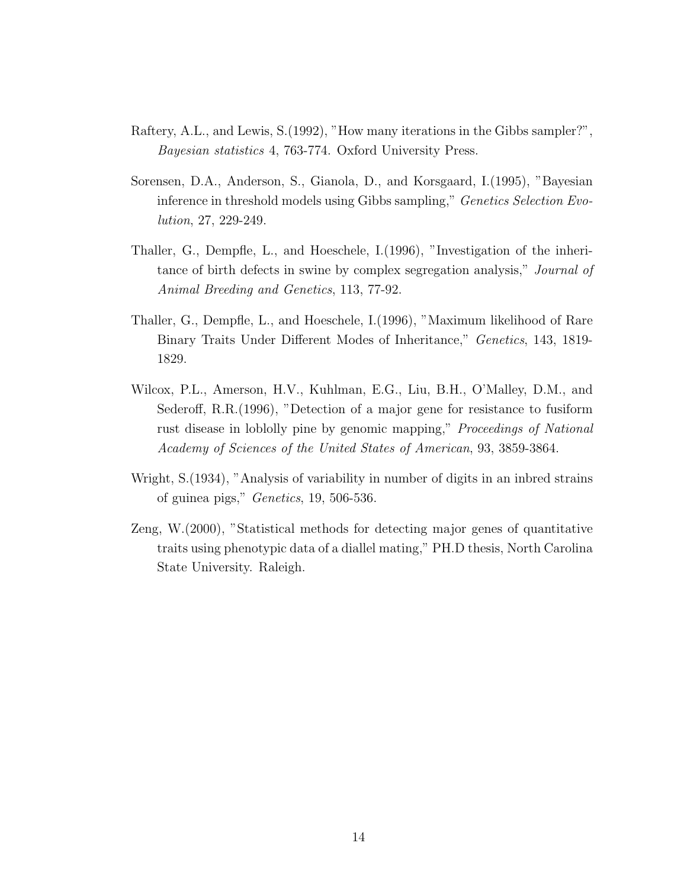Raftery, A.L., and Lewis, S.(1992), "How many iterations in the Gibbs sampler?", *Bayesian statistics* 4, 763-774. Oxford University Press.

Sorensen, D.A., Anderson, S., Gianola, D., and Korsgaard, I.(1995), "Bayesian inference in threshold models using Gibbs sampling," *Genetics Selection Evolution*, 27, 229-249.

Thaller, G., Dempfle, L., and Hoeschele, I.(1996), "Investigation of the inheritance of birth defects in swine by complex segregation analysis," *Journal of Animal Breeding and Genetics*, 113, 77-92.

Thaller, G., Dempfle, L., and Hoeschele, I.(1996), "Maximum likelihood of Rare Binary Traits Under Different Modes of Inheritance," *Genetics*, 143, 1819-1829.

Wilcox, P.L., Amerson, H.V., Kuhlman, E.G., Liu, B.H., O'Malley, D.M., and Sederoff, R.R.(1996), "Detection of a major gene for resistance to fusiform rust disease in loblolly pine by genomic mapping," *Proceedings of National Academy of Sciences of the United States of American*, 93, 3859-3864.

Wright, S.(1934), "Analysis of variability in number of digits in an inbred strains of guinea pigs," *Genetics*, 19, 506-536.

Zeng, W.(2000), "Statistical methods for detecting major genes of quantitative traits using phenotypic data of a diallel mating," PH.D thesis, North Carolina State University. Raleigh.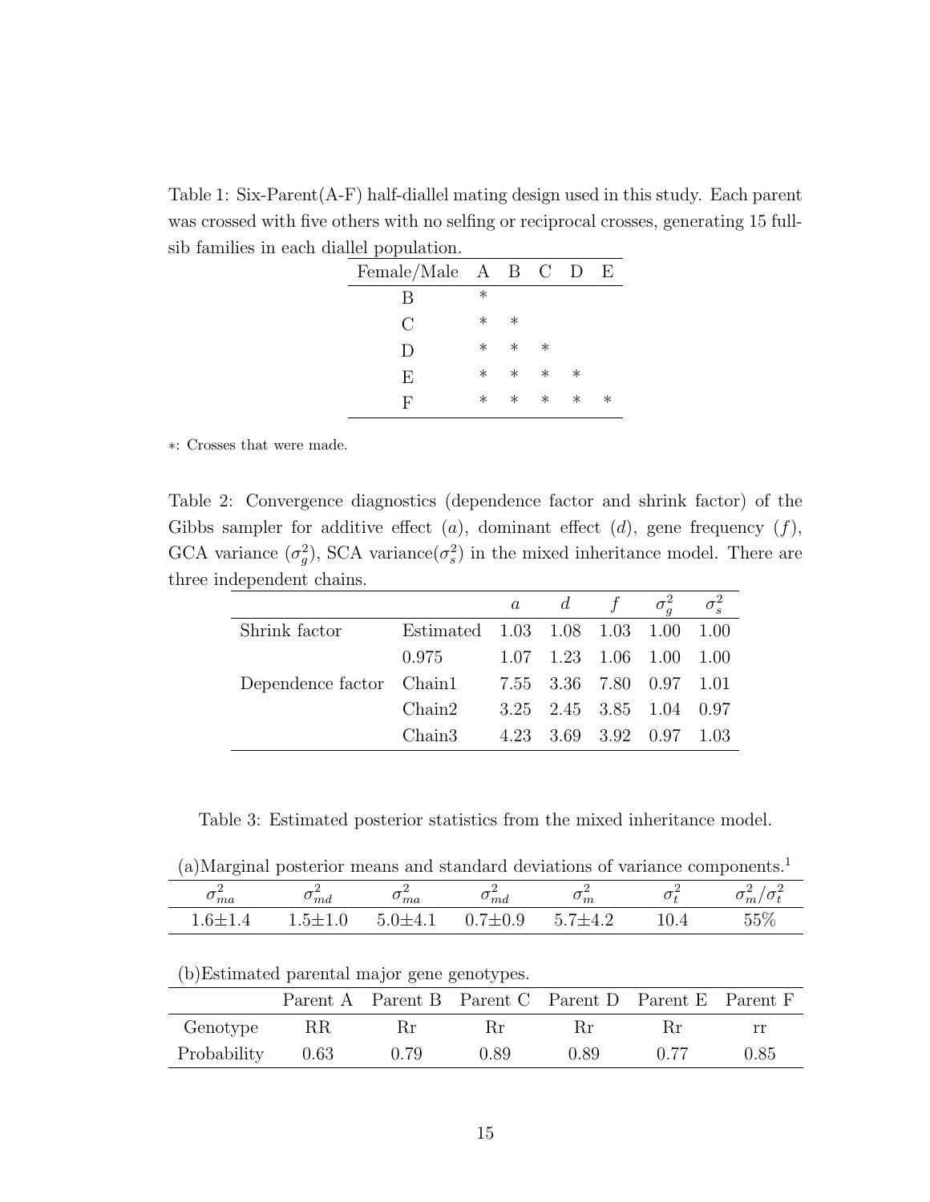Table 1: Six-Parent(A-F) half-diallel mating design used in this study. Each parent was crossed with five others with no selfing or reciprocal crosses, generating 15 full-sib families in each diallel population.

| Female/Male | A | B | C | D | E |
|---|---|---|---|---|---|
| B | * | | | | |
| C | * | * | | | |
| D | * | * | * | | |
| E | * | * | * | * | |
| F | * | * | * | * | * |

*: Crosses that were made.

Table 2: Convergence diagnostics (dependence factor and shrink factor) of the Gibbs sampler for additive effect ($a$), dominant effect ($d$), gene frequency ($f$), GCA variance ($\sigma_g^2$), SCA variance($\sigma_s^2$) in the mixed inheritance model. There are three independent chains.

| | | $a$ | $d$ | $f$ | $\sigma_g^2$ | $\sigma_s^2$ |
|---|---|---|---|---|---|---|
| Shrink factor | Estimated | 1.03 | 1.08 | 1.03 | 1.00 | 1.00 |
| | 0.975 | 1.07 | 1.23 | 1.06 | 1.00 | 1.00 |
| Dependence factor | Chain1 | 7.55 | 3.36 | 7.80 | 0.97 | 1.01 |
| | Chain2 | 3.25 | 2.45 | 3.85 | 1.04 | 0.97 |
| | Chain3 | 4.23 | 3.69 | 3.92 | 0.97 | 1.03 |

Table 3: Estimated posterior statistics from the mixed inheritance model.

(a)Marginal posterior means and standard deviations of variance components.[1]

| $\sigma_{ma}^2$ | $\sigma_{md}^2$ | $\sigma_{ma}^2$ | $\sigma_{md}^2$ | $\sigma_m^2$ | $\sigma_t^2$ | $\sigma_m^2/\sigma_t^2$ |
|---|---|---|---|---|---|---|
| 1.6±1.4 | 1.5±1.0 | 5.0±4.1 | 0.7±0.9 | 5.7±4.2 | 10.4 | 55% |

(b)Estimated parental major gene genotypes.

| | Parent A | Parent B | Parent C | Parent D | Parent E | Parent F |
|---|---|---|---|---|---|---|
| Genotype | RR | Rr | Rr | Rr | Rr | rr |
| Probability | 0.63 | 0.79 | 0.89 | 0.89 | 0.77 | 0.85 |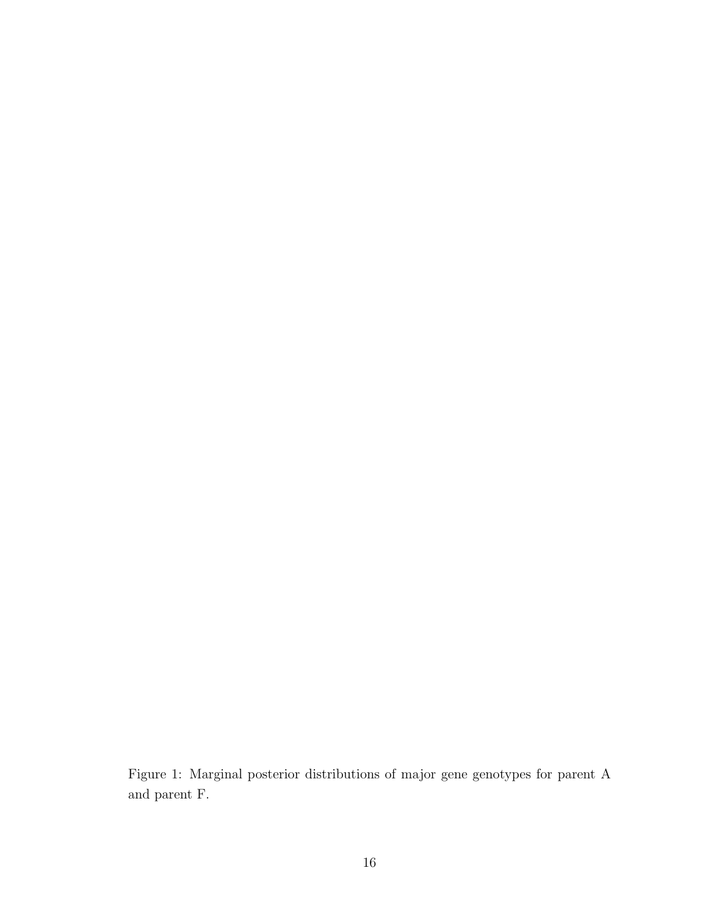Figure 1: Marginal posterior distributions of major gene genotypes for parent A and parent F.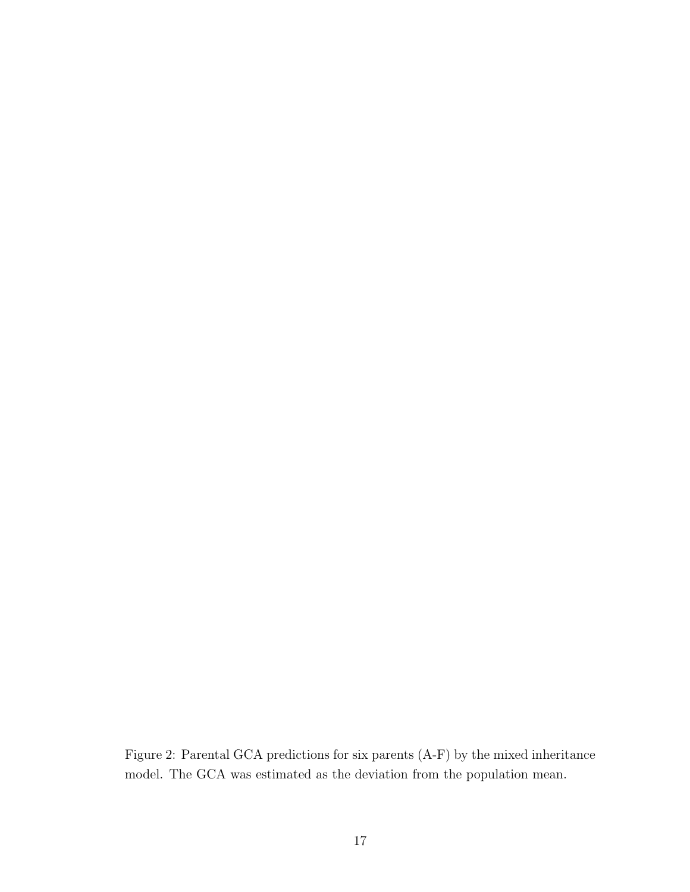Figure 2: Parental GCA predictions for six parents (A-F) by the mixed inheritance model. The GCA was estimated as the deviation from the population mean.